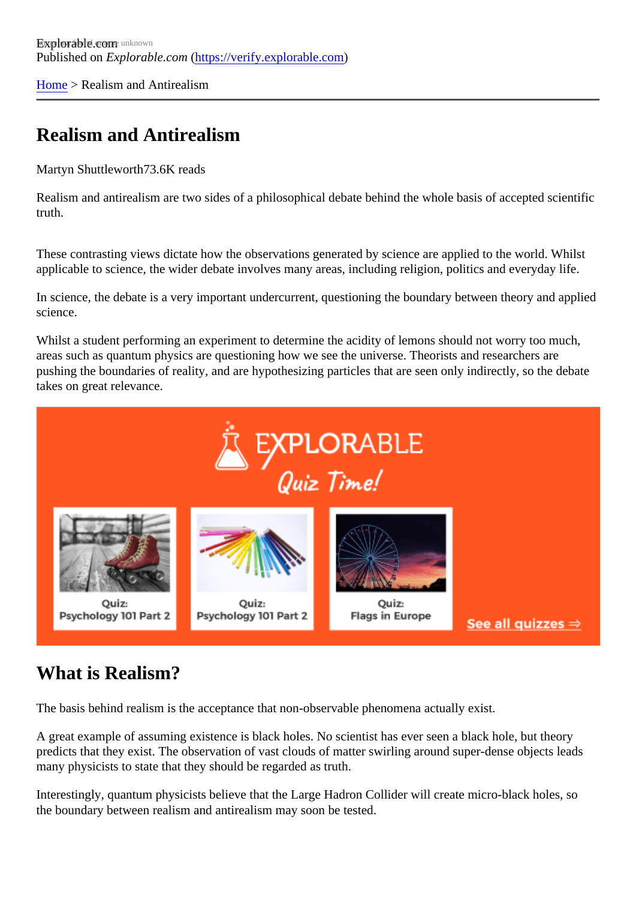Explorable.com
Published on *Explorable.com* (https://verify.explorable.com)

Home > Realism and Antirealism

# Realism and Antirealism

Martyn Shuttleworth73.6K reads

Realism and antirealism are two sides of a philosophical debate behind the whole basis of accepted scientific truth.

These contrasting views dictate how the observations generated by science are applied to the world. Whilst applicable to science, the wider debate involves many areas, including religion, politics and everyday life.

In science, the debate is a very important undercurrent, questioning the boundary between theory and applied science.

Whilst a student performing an experiment to determine the acidity of lemons should not worry too much, areas such as quantum physics are questioning how we see the universe. Theorists and researchers are pushing the boundaries of reality, and are hypothesizing particles that are seen only indirectly, so the debate takes on great relevance.

## What is Realism?

The basis behind realism is the acceptance that non-observable phenomena actually exist.

A great example of assuming existence is black holes. No scientist has ever seen a black hole, but theory predicts that they exist. The observation of vast clouds of matter swirling around super-dense objects leads many physicists to state that they should be regarded as truth.

Interestingly, quantum physicists believe that the Large Hadron Collider will create micro-black holes, so the boundary between realism and antirealism may soon be tested.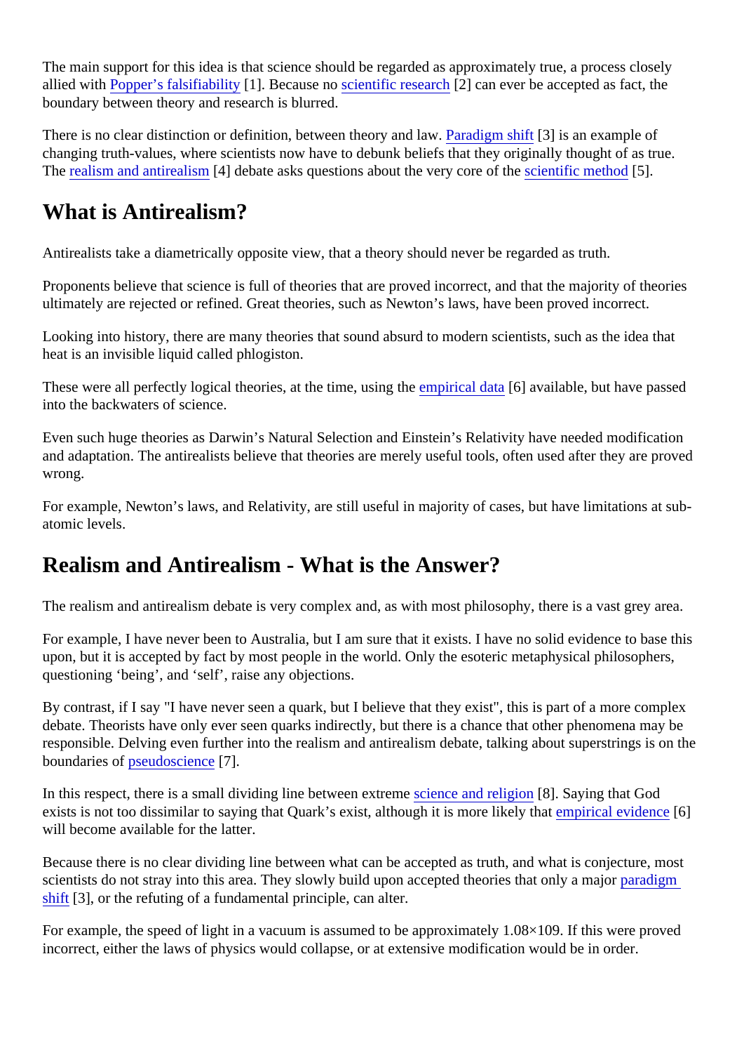The main support for this idea is that science should be regarded as approximately true, a process closely allied with Popper's falsifiability [1]. Because no scientific research [2] can ever be accepted as fact, the boundary between theory and research is blurred.

There is no clear distinction or definition, between theory and law. Paradigm shift [3] is an example of changing truth-values, where scientists now have to debunk beliefs that they originally thought of as true. The realism and antirealism [4] debate asks questions about the very core of the scientific method [5].

## What is Antirealism?

Antirealists take a diametrically opposite view, that a theory should never be regarded as truth.

Proponents believe that science is full of theories that are proved incorrect, and that the majority of theories ultimately are rejected or refined. Great theories, such as Newton's laws, have been proved incorrect.

Looking into history, there are many theories that sound absurd to modern scientists, such as the idea that heat is an invisible liquid called phlogiston.

These were all perfectly logical theories, at the time, using the empirical data [6] available, but have passed into the backwaters of science.

Even such huge theories as Darwin's Natural Selection and Einstein's Relativity have needed modification and adaptation. The antirealists believe that theories are merely useful tools, often used after they are proved wrong.

For example, Newton's laws, and Relativity, are still useful in majority of cases, but have limitations at sub-atomic levels.

## Realism and Antirealism - What is the Answer?

The realism and antirealism debate is very complex and, as with most philosophy, there is a vast grey area.

For example, I have never been to Australia, but I am sure that it exists. I have no solid evidence to base this upon, but it is accepted by fact by most people in the world. Only the esoteric metaphysical philosophers, questioning 'being', and 'self', raise any objections.

By contrast, if I say "I have never seen a quark, but I believe that they exist", this is part of a more complex debate. Theorists have only ever seen quarks indirectly, but there is a chance that other phenomena may be responsible. Delving even further into the realism and antirealism debate, talking about superstrings is on the boundaries of pseudoscience [7].

In this respect, there is a small dividing line between extreme science and religion [8]. Saying that God exists is not too dissimilar to saying that Quark's exist, although it is more likely that empirical evidence [6] will become available for the latter.

Because there is no clear dividing line between what can be accepted as truth, and what is conjecture, most scientists do not stray into this area. They slowly build upon accepted theories that only a major paradigm shift [3], or the refuting of a fundamental principle, can alter.

For example, the speed of light in a vacuum is assumed to be approximately $1.08 \times 109$. If this were proved incorrect, either the laws of physics would collapse, or at extensive modification would be in order.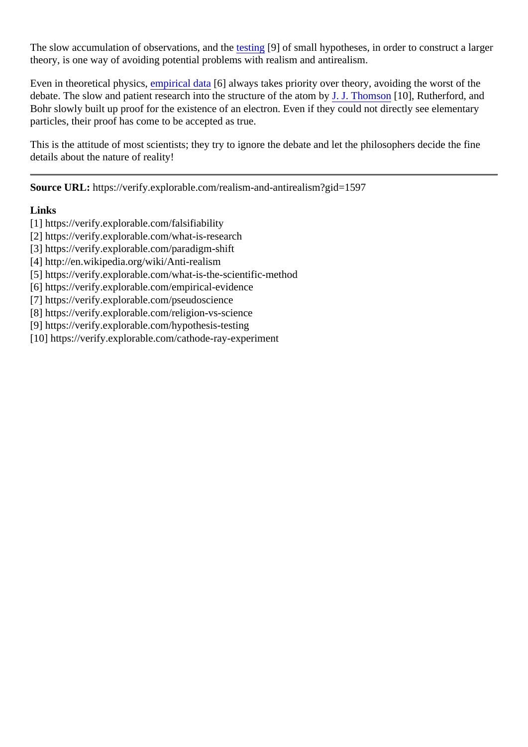The slow accumulation of observations, and the testing [9] of small hypotheses, in order to construct a larger theory, is one way of avoiding potential problems with realism and antirealism.

Even in theoretical physics, empirical data [6] always takes priority over theory, avoiding the worst of the debate. The slow and patient research into the structure of the atom by J. J. Thomson [10], Rutherford, and Bohr slowly built up proof for the existence of an electron. Even if they could not directly see elementary particles, their proof has come to be accepted as true.

This is the attitude of most scientists; they try to ignore the debate and let the philosophers decide the fine details about the nature of reality!

---

**Source URL:** https://verify.explorable.com/realism-and-antirealism?gid=1597

**Links**
[1] https://verify.explorable.com/falsifiability
[2] https://verify.explorable.com/what-is-research
[3] https://verify.explorable.com/paradigm-shift
[4] http://en.wikipedia.org/wiki/Anti-realism
[5] https://verify.explorable.com/what-is-the-scientific-method
[6] https://verify.explorable.com/empirical-evidence
[7] https://verify.explorable.com/pseudoscience
[8] https://verify.explorable.com/religion-vs-science
[9] https://verify.explorable.com/hypothesis-testing
[10] https://verify.explorable.com/cathode-ray-experiment